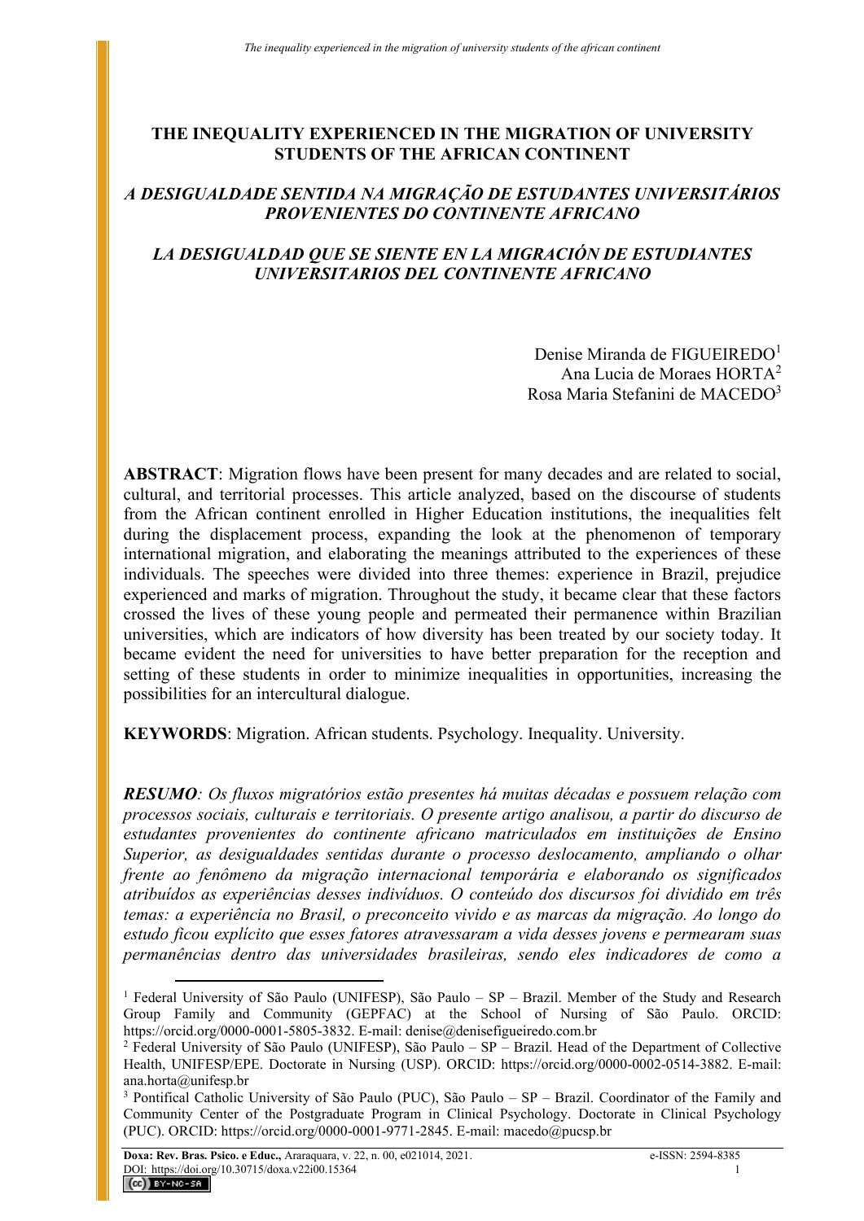# THE INEQUALITY EXPERIENCED IN THE MIGRATION OF UNIVERSITY STUDENTS OF THE AFRICAN CONTINENT

## *A DESIGUALDADE SENTIDA NA MIGRAÇÃO DE ESTUDANTES UNIVERSITÁRIOS PROVENIENTES DO CONTINENTE AFRICANO*

## *LA DESIGUALDAD QUE SE SIENTE EN LA MIGRACIÓN DE ESTUDIANTES UNIVERSITARIOS DEL CONTINENTE AFRICANO*

Denise Miranda de FIGUEIREDO[1]
Ana Lucia de Moraes HORTA[2]
Rosa Maria Stefanini de MACEDO[3]

**ABSTRACT**: Migration flows have been present for many decades and are related to social, cultural, and territorial processes. This article analyzed, based on the discourse of students from the African continent enrolled in Higher Education institutions, the inequalities felt during the displacement process, expanding the look at the phenomenon of temporary international migration, and elaborating the meanings attributed to the experiences of these individuals. The speeches were divided into three themes: experience in Brazil, prejudice experienced and marks of migration. Throughout the study, it became clear that these factors crossed the lives of these young people and permeated their permanence within Brazilian universities, which are indicators of how diversity has been treated by our society today. It became evident the need for universities to have better preparation for the reception and setting of these students in order to minimize inequalities in opportunities, increasing the possibilities for an intercultural dialogue.

**KEYWORDS**: Migration. African students. Psychology. Inequality. University.

***RESUMO****: Os fluxos migratórios estão presentes há muitas décadas e possuem relação com processos sociais, culturais e territoriais. O presente artigo analisou, a partir do discurso de estudantes provenientes do continente africano matriculados em instituições de Ensino Superior, as desigualdades sentidas durante o processo deslocamento, ampliando o olhar frente ao fenômeno da migração internacional temporária e elaborando os significados atribuídos as experiências desses indivíduos. O conteúdo dos discursos foi dividido em três temas: a experiência no Brasil, o preconceito vivido e as marcas da migração. Ao longo do estudo ficou explícito que esses fatores atravessaram a vida desses jovens e permearam suas permanências dentro das universidades brasileiras, sendo eles indicadores de como a*

---

[1] Federal University of São Paulo (UNIFESP), São Paulo – SP – Brazil. Member of the Study and Research Group Family and Community (GEPFAC) at the School of Nursing of São Paulo. ORCID: https://orcid.org/0000-0001-5805-3832. E-mail: denise@denisefigueiredo.com.br

[2] Federal University of São Paulo (UNIFESP), São Paulo – SP – Brazil. Head of the Department of Collective Health, UNIFESP/EPE. Doctorate in Nursing (USP). ORCID: https://orcid.org/0000-0002-0514-3882. E-mail: ana.horta@unifesp.br

[3] Pontifical Catholic University of São Paulo (PUC), São Paulo – SP – Brazil. Coordinator of the Family and Community Center of the Postgraduate Program in Clinical Psychology. Doctorate in Clinical Psychology (PUC). ORCID: https://orcid.org/0000-0001-9771-2845. E-mail: macedo@pucsp.br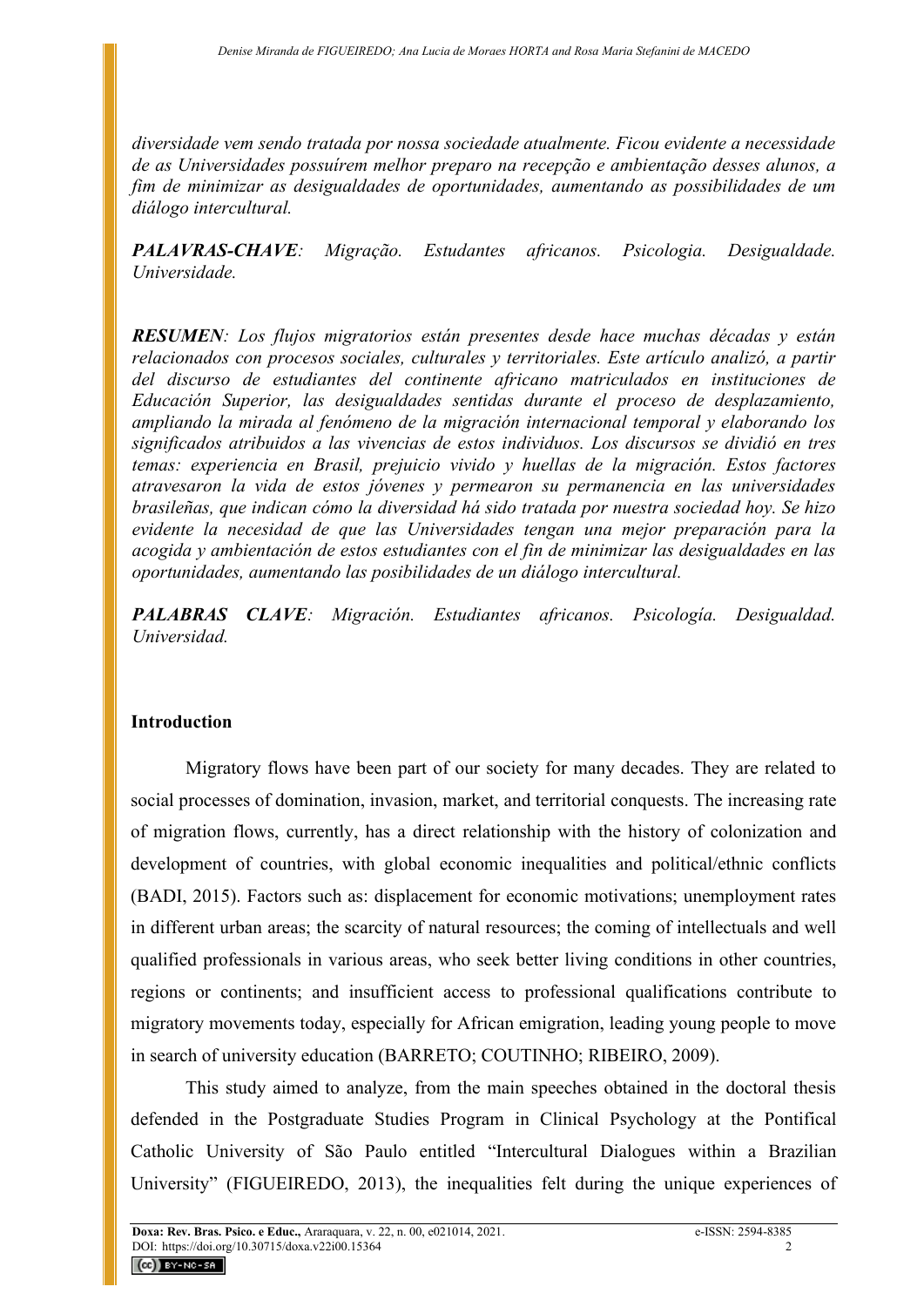*diversidade vem sendo tratada por nossa sociedade atualmente. Ficou evidente a necessidade de as Universidades possuírem melhor preparo na recepção e ambientação desses alunos, a fim de minimizar as desigualdades de oportunidades, aumentando as possibilidades de um diálogo intercultural.*

***PALAVRAS-CHAVE****: Migração. Estudantes africanos. Psicologia. Desigualdade. Universidade.*

***RESUMEN****: Los flujos migratorios están presentes desde hace muchas décadas y están relacionados con procesos sociales, culturales y territoriales. Este artículo analizó, a partir del discurso de estudiantes del continente africano matriculados en instituciones de Educación Superior, las desigualdades sentidas durante el proceso de desplazamiento, ampliando la mirada al fenómeno de la migración internacional temporal y elaborando los significados atribuidos a las vivencias de estos individuos. Los discursos se dividió en tres temas: experiencia en Brasil, prejuicio vivido y huellas de la migración. Estos factores atravesaron la vida de estos jóvenes y permearon su permanencia en las universidades brasileñas, que indican cómo la diversidad há sido tratada por nuestra sociedad hoy. Se hizo evidente la necesidad de que las Universidades tengan una mejor preparación para la acogida y ambientación de estos estudiantes con el fin de minimizar las desigualdades en las oportunidades, aumentando las posibilidades de un diálogo intercultural.*

***PALABRAS CLAVE****: Migración. Estudiantes africanos. Psicología. Desigualdad. Universidad.*

## Introduction

Migratory flows have been part of our society for many decades. They are related to social processes of domination, invasion, market, and territorial conquests. The increasing rate of migration flows, currently, has a direct relationship with the history of colonization and development of countries, with global economic inequalities and political/ethnic conflicts (BADI, 2015). Factors such as: displacement for economic motivations; unemployment rates in different urban areas; the scarcity of natural resources; the coming of intellectuals and well qualified professionals in various areas, who seek better living conditions in other countries, regions or continents; and insufficient access to professional qualifications contribute to migratory movements today, especially for African emigration, leading young people to move in search of university education (BARRETO; COUTINHO; RIBEIRO, 2009).

This study aimed to analyze, from the main speeches obtained in the doctoral thesis defended in the Postgraduate Studies Program in Clinical Psychology at the Pontifical Catholic University of São Paulo entitled "Intercultural Dialogues within a Brazilian University" (FIGUEIREDO, 2013), the inequalities felt during the unique experiences of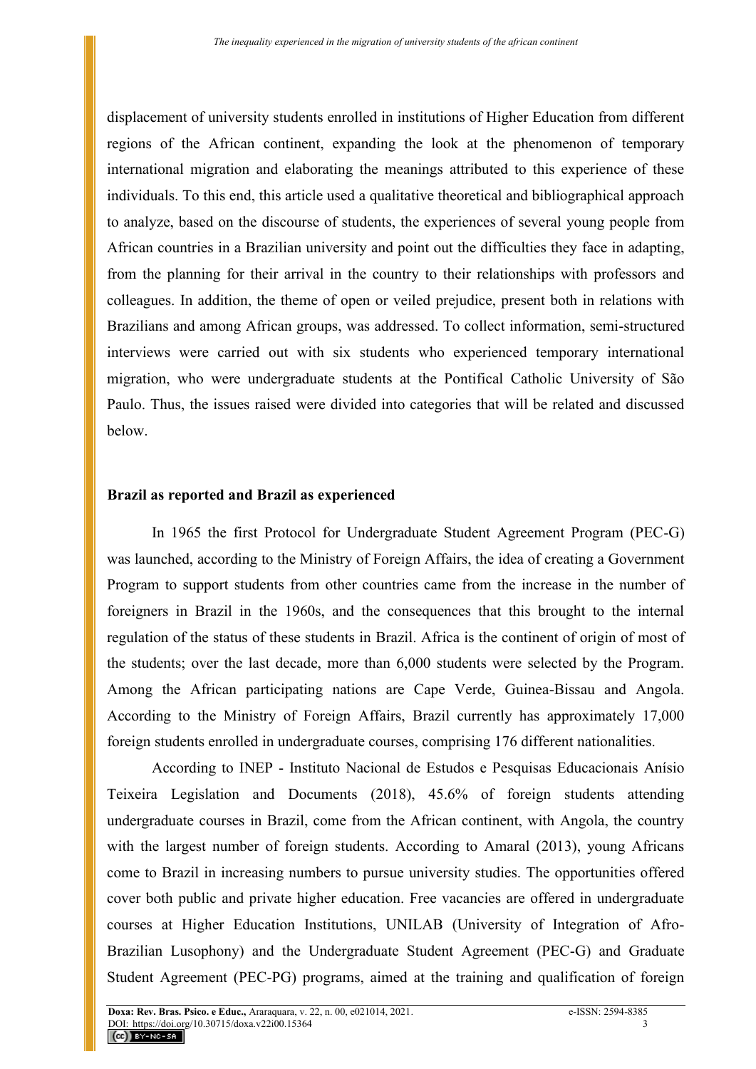displacement of university students enrolled in institutions of Higher Education from different regions of the African continent, expanding the look at the phenomenon of temporary international migration and elaborating the meanings attributed to this experience of these individuals. To this end, this article used a qualitative theoretical and bibliographical approach to analyze, based on the discourse of students, the experiences of several young people from African countries in a Brazilian university and point out the difficulties they face in adapting, from the planning for their arrival in the country to their relationships with professors and colleagues. In addition, the theme of open or veiled prejudice, present both in relations with Brazilians and among African groups, was addressed. To collect information, semi-structured interviews were carried out with six students who experienced temporary international migration, who were undergraduate students at the Pontifical Catholic University of São Paulo. Thus, the issues raised were divided into categories that will be related and discussed below.

## Brazil as reported and Brazil as experienced

In 1965 the first Protocol for Undergraduate Student Agreement Program (PEC-G) was launched, according to the Ministry of Foreign Affairs, the idea of creating a Government Program to support students from other countries came from the increase in the number of foreigners in Brazil in the 1960s, and the consequences that this brought to the internal regulation of the status of these students in Brazil. Africa is the continent of origin of most of the students; over the last decade, more than 6,000 students were selected by the Program. Among the African participating nations are Cape Verde, Guinea-Bissau and Angola. According to the Ministry of Foreign Affairs, Brazil currently has approximately 17,000 foreign students enrolled in undergraduate courses, comprising 176 different nationalities.

According to INEP - Instituto Nacional de Estudos e Pesquisas Educacionais Anísio Teixeira Legislation and Documents (2018), 45.6% of foreign students attending undergraduate courses in Brazil, come from the African continent, with Angola, the country with the largest number of foreign students. According to Amaral (2013), young Africans come to Brazil in increasing numbers to pursue university studies. The opportunities offered cover both public and private higher education. Free vacancies are offered in undergraduate courses at Higher Education Institutions, UNILAB (University of Integration of Afro-Brazilian Lusophony) and the Undergraduate Student Agreement (PEC-G) and Graduate Student Agreement (PEC-PG) programs, aimed at the training and qualification of foreign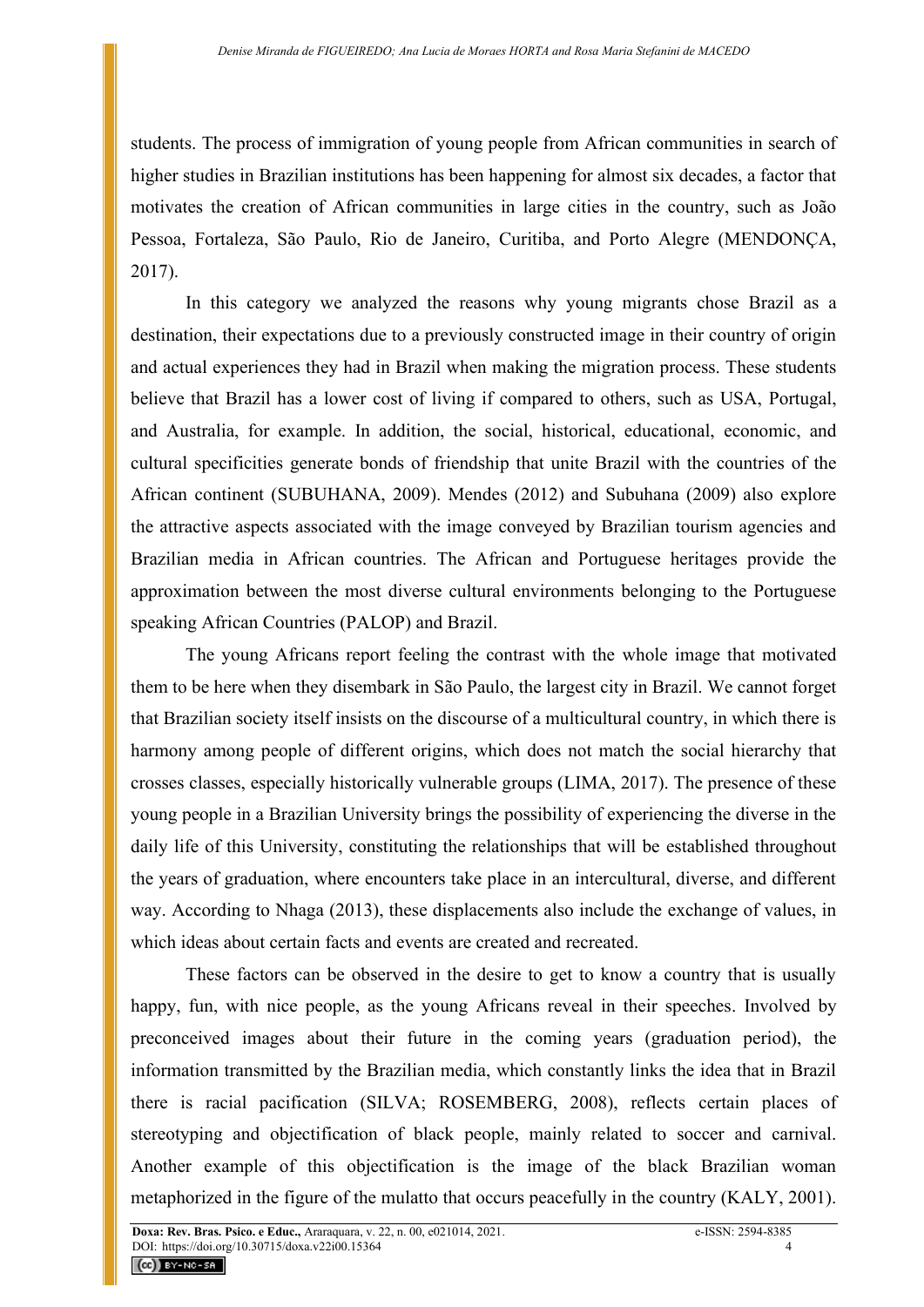students. The process of immigration of young people from African communities in search of higher studies in Brazilian institutions has been happening for almost six decades, a factor that motivates the creation of African communities in large cities in the country, such as João Pessoa, Fortaleza, São Paulo, Rio de Janeiro, Curitiba, and Porto Alegre (MENDONÇA, 2017).

In this category we analyzed the reasons why young migrants chose Brazil as a destination, their expectations due to a previously constructed image in their country of origin and actual experiences they had in Brazil when making the migration process. These students believe that Brazil has a lower cost of living if compared to others, such as USA, Portugal, and Australia, for example. In addition, the social, historical, educational, economic, and cultural specificities generate bonds of friendship that unite Brazil with the countries of the African continent (SUBUHANA, 2009). Mendes (2012) and Subuhana (2009) also explore the attractive aspects associated with the image conveyed by Brazilian tourism agencies and Brazilian media in African countries. The African and Portuguese heritages provide the approximation between the most diverse cultural environments belonging to the Portuguese speaking African Countries (PALOP) and Brazil.

The young Africans report feeling the contrast with the whole image that motivated them to be here when they disembark in São Paulo, the largest city in Brazil. We cannot forget that Brazilian society itself insists on the discourse of a multicultural country, in which there is harmony among people of different origins, which does not match the social hierarchy that crosses classes, especially historically vulnerable groups (LIMA, 2017). The presence of these young people in a Brazilian University brings the possibility of experiencing the diverse in the daily life of this University, constituting the relationships that will be established throughout the years of graduation, where encounters take place in an intercultural, diverse, and different way. According to Nhaga (2013), these displacements also include the exchange of values, in which ideas about certain facts and events are created and recreated.

These factors can be observed in the desire to get to know a country that is usually happy, fun, with nice people, as the young Africans reveal in their speeches. Involved by preconceived images about their future in the coming years (graduation period), the information transmitted by the Brazilian media, which constantly links the idea that in Brazil there is racial pacification (SILVA; ROSEMBERG, 2008), reflects certain places of stereotyping and objectification of black people, mainly related to soccer and carnival. Another example of this objectification is the image of the black Brazilian woman metaphorized in the figure of the mulatto that occurs peacefully in the country (KALY, 2001).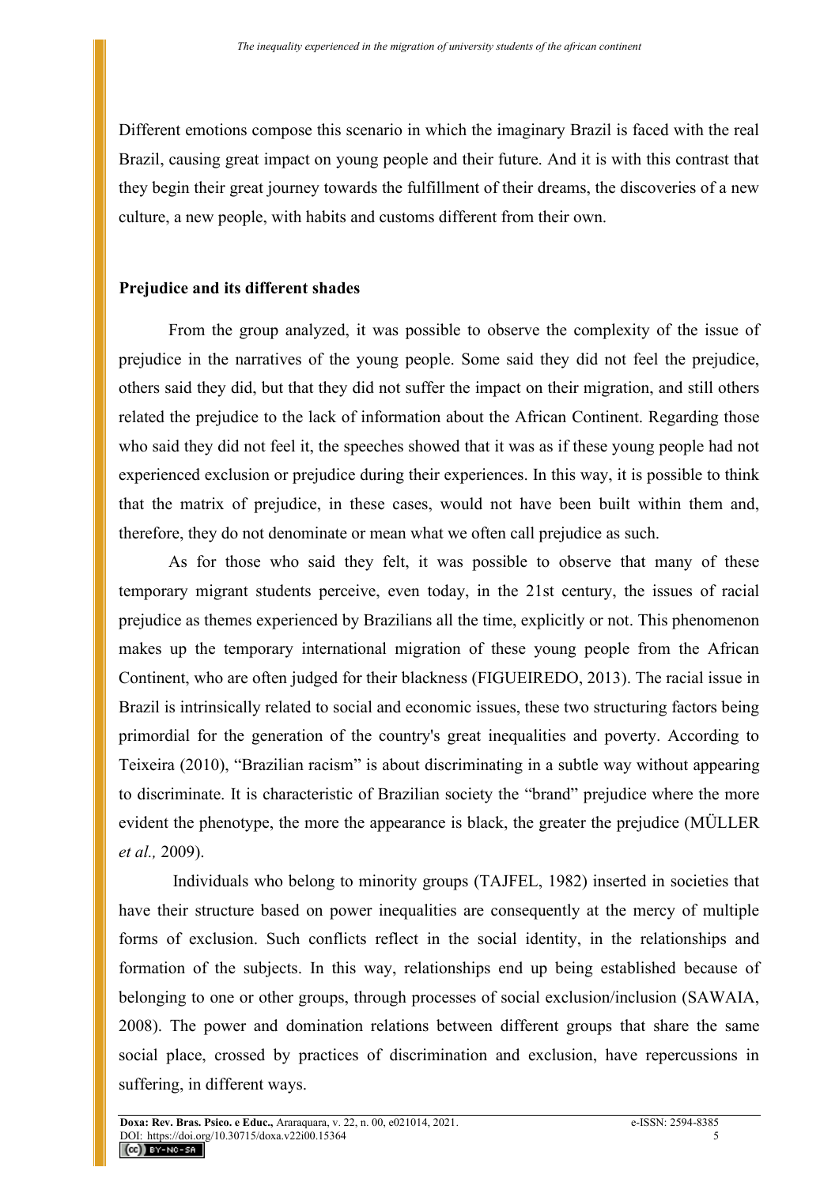Different emotions compose this scenario in which the imaginary Brazil is faced with the real Brazil, causing great impact on young people and their future. And it is with this contrast that they begin their great journey towards the fulfillment of their dreams, the discoveries of a new culture, a new people, with habits and customs different from their own.

## Prejudice and its different shades

From the group analyzed, it was possible to observe the complexity of the issue of prejudice in the narratives of the young people. Some said they did not feel the prejudice, others said they did, but that they did not suffer the impact on their migration, and still others related the prejudice to the lack of information about the African Continent. Regarding those who said they did not feel it, the speeches showed that it was as if these young people had not experienced exclusion or prejudice during their experiences. In this way, it is possible to think that the matrix of prejudice, in these cases, would not have been built within them and, therefore, they do not denominate or mean what we often call prejudice as such.

As for those who said they felt, it was possible to observe that many of these temporary migrant students perceive, even today, in the 21st century, the issues of racial prejudice as themes experienced by Brazilians all the time, explicitly or not. This phenomenon makes up the temporary international migration of these young people from the African Continent, who are often judged for their blackness (FIGUEIREDO, 2013). The racial issue in Brazil is intrinsically related to social and economic issues, these two structuring factors being primordial for the generation of the country's great inequalities and poverty. According to Teixeira (2010), "Brazilian racism" is about discriminating in a subtle way without appearing to discriminate. It is characteristic of Brazilian society the "brand" prejudice where the more evident the phenotype, the more the appearance is black, the greater the prejudice (MÜLLER *et al.,* 2009).

Individuals who belong to minority groups (TAJFEL, 1982) inserted in societies that have their structure based on power inequalities are consequently at the mercy of multiple forms of exclusion. Such conflicts reflect in the social identity, in the relationships and formation of the subjects. In this way, relationships end up being established because of belonging to one or other groups, through processes of social exclusion/inclusion (SAWAIA, 2008). The power and domination relations between different groups that share the same social place, crossed by practices of discrimination and exclusion, have repercussions in suffering, in different ways.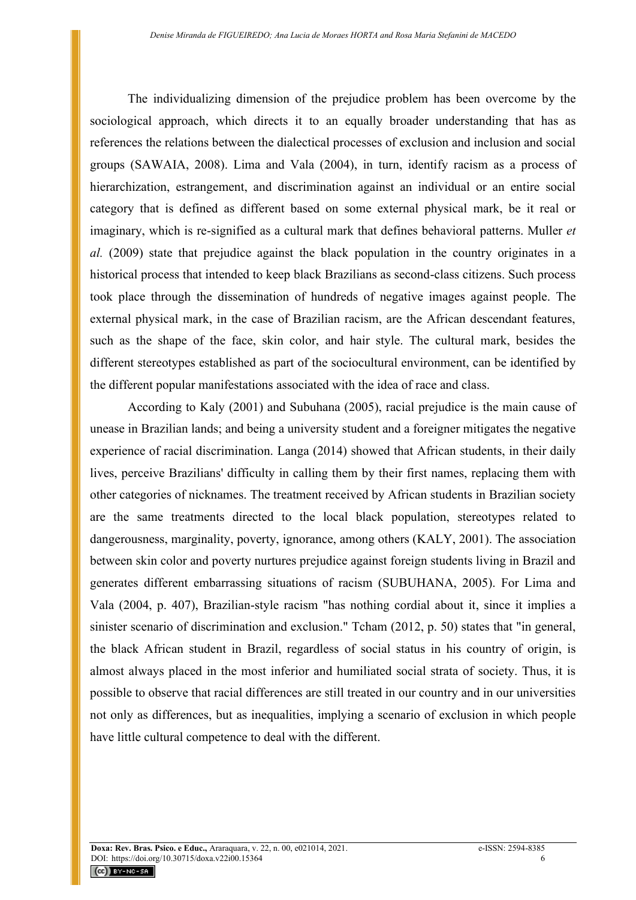The individualizing dimension of the prejudice problem has been overcome by the sociological approach, which directs it to an equally broader understanding that has as references the relations between the dialectical processes of exclusion and inclusion and social groups (SAWAIA, 2008). Lima and Vala (2004), in turn, identify racism as a process of hierarchization, estrangement, and discrimination against an individual or an entire social category that is defined as different based on some external physical mark, be it real or imaginary, which is re-signified as a cultural mark that defines behavioral patterns. Muller *et al.* (2009) state that prejudice against the black population in the country originates in a historical process that intended to keep black Brazilians as second-class citizens. Such process took place through the dissemination of hundreds of negative images against people. The external physical mark, in the case of Brazilian racism, are the African descendant features, such as the shape of the face, skin color, and hair style. The cultural mark, besides the different stereotypes established as part of the sociocultural environment, can be identified by the different popular manifestations associated with the idea of race and class.

According to Kaly (2001) and Subuhana (2005), racial prejudice is the main cause of unease in Brazilian lands; and being a university student and a foreigner mitigates the negative experience of racial discrimination. Langa (2014) showed that African students, in their daily lives, perceive Brazilians' difficulty in calling them by their first names, replacing them with other categories of nicknames. The treatment received by African students in Brazilian society are the same treatments directed to the local black population, stereotypes related to dangerousness, marginality, poverty, ignorance, among others (KALY, 2001). The association between skin color and poverty nurtures prejudice against foreign students living in Brazil and generates different embarrassing situations of racism (SUBUHANA, 2005). For Lima and Vala (2004, p. 407), Brazilian-style racism "has nothing cordial about it, since it implies a sinister scenario of discrimination and exclusion." Tcham (2012, p. 50) states that "in general, the black African student in Brazil, regardless of social status in his country of origin, is almost always placed in the most inferior and humiliated social strata of society. Thus, it is possible to observe that racial differences are still treated in our country and in our universities not only as differences, but as inequalities, implying a scenario of exclusion in which people have little cultural competence to deal with the different.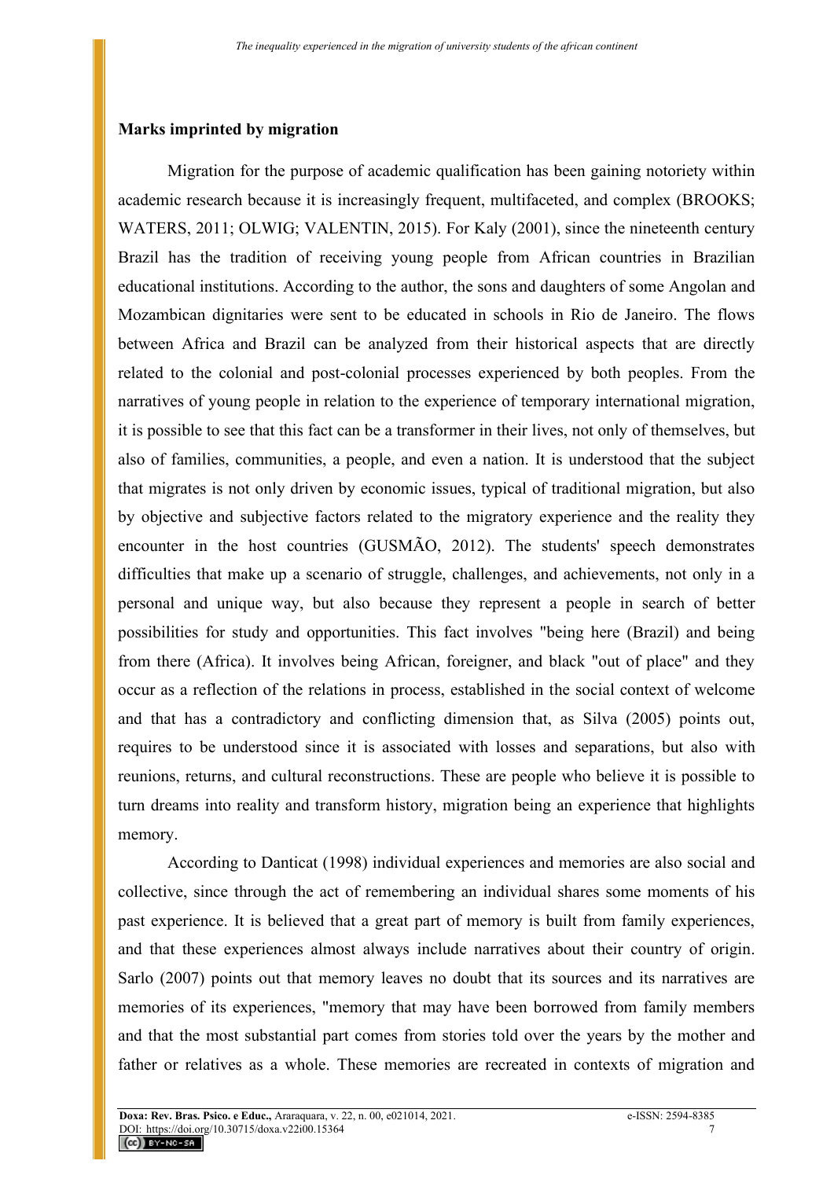**Marks imprinted by migration**

Migration for the purpose of academic qualification has been gaining notoriety within academic research because it is increasingly frequent, multifaceted, and complex (BROOKS; WATERS, 2011; OLWIG; VALENTIN, 2015). For Kaly (2001), since the nineteenth century Brazil has the tradition of receiving young people from African countries in Brazilian educational institutions. According to the author, the sons and daughters of some Angolan and Mozambican dignitaries were sent to be educated in schools in Rio de Janeiro. The flows between Africa and Brazil can be analyzed from their historical aspects that are directly related to the colonial and post-colonial processes experienced by both peoples. From the narratives of young people in relation to the experience of temporary international migration, it is possible to see that this fact can be a transformer in their lives, not only of themselves, but also of families, communities, a people, and even a nation. It is understood that the subject that migrates is not only driven by economic issues, typical of traditional migration, but also by objective and subjective factors related to the migratory experience and the reality they encounter in the host countries (GUSMÃO, 2012). The students' speech demonstrates difficulties that make up a scenario of struggle, challenges, and achievements, not only in a personal and unique way, but also because they represent a people in search of better possibilities for study and opportunities. This fact involves "being here (Brazil) and being from there (Africa). It involves being African, foreigner, and black "out of place" and they occur as a reflection of the relations in process, established in the social context of welcome and that has a contradictory and conflicting dimension that, as Silva (2005) points out, requires to be understood since it is associated with losses and separations, but also with reunions, returns, and cultural reconstructions. These are people who believe it is possible to turn dreams into reality and transform history, migration being an experience that highlights memory.

According to Danticat (1998) individual experiences and memories are also social and collective, since through the act of remembering an individual shares some moments of his past experience. It is believed that a great part of memory is built from family experiences, and that these experiences almost always include narratives about their country of origin. Sarlo (2007) points out that memory leaves no doubt that its sources and its narratives are memories of its experiences, "memory that may have been borrowed from family members and that the most substantial part comes from stories told over the years by the mother and father or relatives as a whole. These memories are recreated in contexts of migration and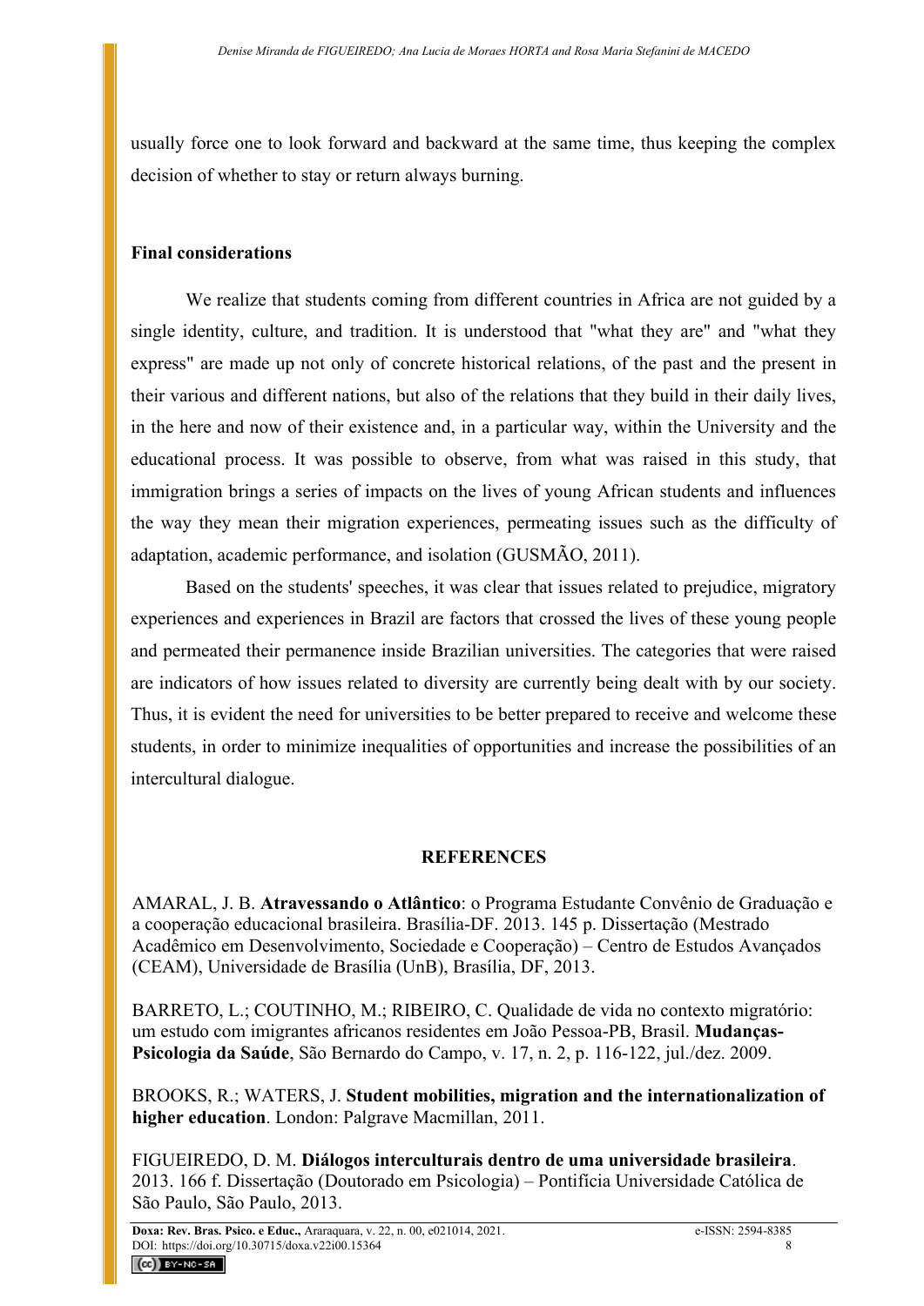usually force one to look forward and backward at the same time, thus keeping the complex decision of whether to stay or return always burning.

## Final considerations

We realize that students coming from different countries in Africa are not guided by a single identity, culture, and tradition. It is understood that "what they are" and "what they express" are made up not only of concrete historical relations, of the past and the present in their various and different nations, but also of the relations that they build in their daily lives, in the here and now of their existence and, in a particular way, within the University and the educational process. It was possible to observe, from what was raised in this study, that immigration brings a series of impacts on the lives of young African students and influences the way they mean their migration experiences, permeating issues such as the difficulty of adaptation, academic performance, and isolation (GUSMÃO, 2011).

Based on the students' speeches, it was clear that issues related to prejudice, migratory experiences and experiences in Brazil are factors that crossed the lives of these young people and permeated their permanence inside Brazilian universities. The categories that were raised are indicators of how issues related to diversity are currently being dealt with by our society. Thus, it is evident the need for universities to be better prepared to receive and welcome these students, in order to minimize inequalities of opportunities and increase the possibilities of an intercultural dialogue.

## REFERENCES

AMARAL, J. B. **Atravessando o Atlântico**: o Programa Estudante Convênio de Graduação e a cooperação educacional brasileira. Brasília-DF. 2013. 145 p. Dissertação (Mestrado Acadêmico em Desenvolvimento, Sociedade e Cooperação) – Centro de Estudos Avançados (CEAM), Universidade de Brasília (UnB), Brasília, DF, 2013.

BARRETO, L.; COUTINHO, M.; RIBEIRO, C. Qualidade de vida no contexto migratório: um estudo com imigrantes africanos residentes em João Pessoa-PB, Brasil. **Mudanças-Psicologia da Saúde**, São Bernardo do Campo, v. 17, n. 2, p. 116-122, jul./dez. 2009.

BROOKS, R.; WATERS, J. **Student mobilities, migration and the internationalization of higher education**. London: Palgrave Macmillan, 2011.

FIGUEIREDO, D. M. **Diálogos interculturais dentro de uma universidade brasileira**. 2013. 166 f. Dissertação (Doutorado em Psicologia) – Pontifícia Universidade Católica de São Paulo, São Paulo, 2013.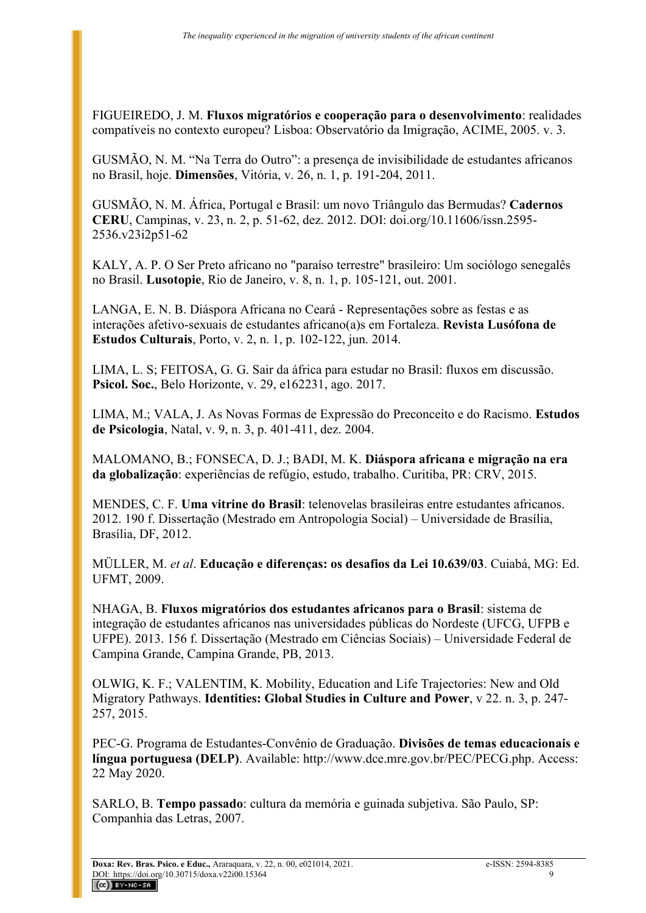FIGUEIREDO, J. M. **Fluxos migratórios e cooperação para o desenvolvimento**: realidades compatíveis no contexto europeu? Lisboa: Observatório da Imigração, ACIME, 2005. v. 3.

GUSMÃO, N. M. "Na Terra do Outro": a presença de invisibilidade de estudantes africanos no Brasil, hoje. **Dimensões**, Vitória, v. 26, n. 1, p. 191-204, 2011.

GUSMÃO, N. M. África, Portugal e Brasil: um novo Triângulo das Bermudas? **Cadernos CERU**, Campinas, v. 23, n. 2, p. 51-62, dez. 2012. DOI: doi.org/10.11606/issn.2595-2536.v23i2p51-62

KALY, A. P. O Ser Preto africano no "paraíso terrestre" brasileiro: Um sociólogo senegalês no Brasil. **Lusotopie**, Rio de Janeiro, v. 8, n. 1, p. 105-121, out. 2001.

LANGA, E. N. B. Diáspora Africana no Ceará - Representações sobre as festas e as interações afetivo-sexuais de estudantes africano(a)s em Fortaleza. **Revista Lusófona de Estudos Culturais**, Porto, v. 2, n. 1, p. 102-122, jun. 2014.

LIMA, L. S; FEITOSA, G. G. Sair da áfrica para estudar no Brasil: fluxos em discussão. **Psicol. Soc.**, Belo Horizonte, v. 29, e162231, ago. 2017.

LIMA, M.; VALA, J. As Novas Formas de Expressão do Preconceito e do Racismo. **Estudos de Psicologia**, Natal, v. 9, n. 3, p. 401-411, dez. 2004.

MALOMANO, B.; FONSECA, D. J.; BADI, M. K. **Diáspora africana e migração na era da globalização**: experiências de refúgio, estudo, trabalho. Curitiba, PR: CRV, 2015.

MENDES, C. F. **Uma vitrine do Brasil**: telenovelas brasileiras entre estudantes africanos. 2012. 190 f. Dissertação (Mestrado em Antropologia Social) – Universidade de Brasília, Brasília, DF, 2012.

MÜLLER, M. *et al*. **Educação e diferenças: os desafios da Lei 10.639/03**. Cuiabá, MG: Ed. UFMT, 2009.

NHAGA, B. **Fluxos migratórios dos estudantes africanos para o Brasil**: sistema de integração de estudantes africanos nas universidades públicas do Nordeste (UFCG, UFPB e UFPE). 2013. 156 f. Dissertação (Mestrado em Ciências Sociais) – Universidade Federal de Campina Grande, Campina Grande, PB, 2013.

OLWIG, K. F.; VALENTIM, K. Mobility, Education and Life Trajectories: New and Old Migratory Pathways. **Identities: Global Studies in Culture and Power**, v 22. n. 3, p. 247-257, 2015.

PEC-G. Programa de Estudantes-Convênio de Graduação. **Divisões de temas educacionais e língua portuguesa (DELP)**. Available: http://www.dce.mre.gov.br/PEC/PECG.php. Access: 22 May 2020.

SARLO, B. **Tempo passado**: cultura da memória e guinada subjetiva. São Paulo, SP: Companhia das Letras, 2007.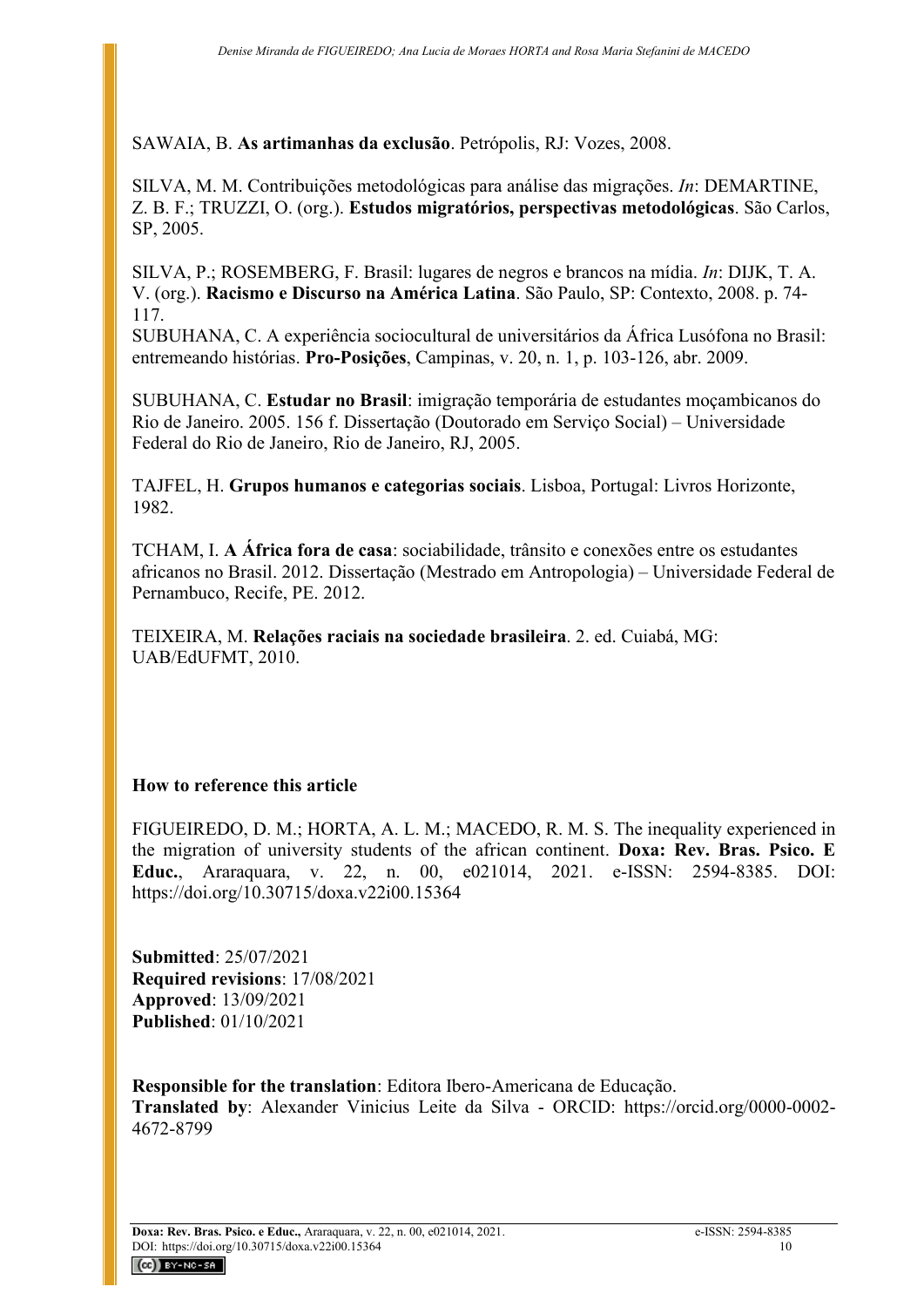SAWAIA, B. **As artimanhas da exclusão**. Petrópolis, RJ: Vozes, 2008.

SILVA, M. M. Contribuições metodológicas para análise das migrações. *In*: DEMARTINE, Z. B. F.; TRUZZI, O. (org.). **Estudos migratórios, perspectivas metodológicas**. São Carlos, SP, 2005.

SILVA, P.; ROSEMBERG, F. Brasil: lugares de negros e brancos na mídia. *In*: DIJK, T. A. V. (org.). **Racismo e Discurso na América Latina**. São Paulo, SP: Contexto, 2008. p. 74-117.

SUBUHANA, C. A experiência sociocultural de universitários da África Lusófona no Brasil: entremeando histórias. **Pro-Posições**, Campinas, v. 20, n. 1, p. 103-126, abr. 2009.

SUBUHANA, C. **Estudar no Brasil**: imigração temporária de estudantes moçambicanos do Rio de Janeiro. 2005. 156 f. Dissertação (Doutorado em Serviço Social) – Universidade Federal do Rio de Janeiro, Rio de Janeiro, RJ, 2005.

TAJFEL, H. **Grupos humanos e categorias sociais**. Lisboa, Portugal: Livros Horizonte, 1982.

TCHAM, I. **A África fora de casa**: sociabilidade, trânsito e conexões entre os estudantes africanos no Brasil. 2012. Dissertação (Mestrado em Antropologia) – Universidade Federal de Pernambuco, Recife, PE. 2012.

TEIXEIRA, M. **Relações raciais na sociedade brasileira**. 2. ed. Cuiabá, MG: UAB/EdUFMT, 2010.

**How to reference this article**

FIGUEIREDO, D. M.; HORTA, A. L. M.; MACEDO, R. M. S. The inequality experienced in the migration of university students of the african continent. **Doxa: Rev. Bras. Psico. E Educ.**, Araraquara, v. 22, n. 00, e021014, 2021. e-ISSN: 2594-8385. DOI: https://doi.org/10.30715/doxa.v22i00.15364

**Submitted**: 25/07/2021
**Required revisions**: 17/08/2021
**Approved**: 13/09/2021
**Published**: 01/10/2021

**Responsible for the translation**: Editora Ibero-Americana de Educação.
**Translated by**: Alexander Vinicius Leite da Silva - ORCID: https://orcid.org/0000-0002-4672-8799